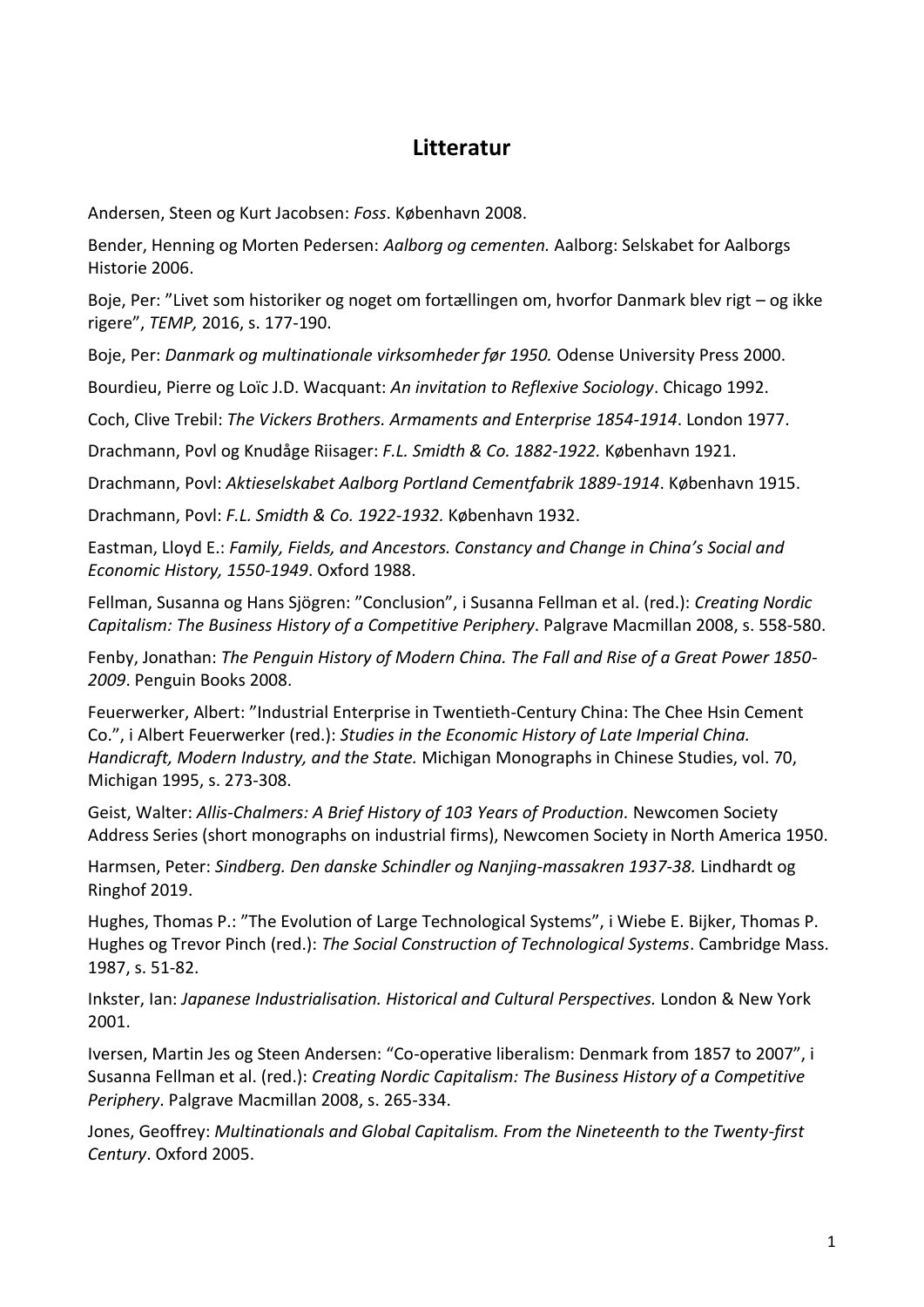# Litteratur

Andersen, Steen og Kurt Jacobsen: *Foss*. København 2008.

Bender, Henning og Morten Pedersen: *Aalborg og cementen.* Aalborg: Selskabet for Aalborgs Historie 2006.

Boje, Per: ”Livet som historiker og noget om fortællingen om, hvorfor Danmark blev rigt – og ikke rigere”, *TEMP,* 2016, s. 177-190.

Boje, Per: *Danmark og multinationale virksomheder før 1950.* Odense University Press 2000.

Bourdieu, Pierre og Loïc J.D. Wacquant: *An invitation to Reflexive Sociology*. Chicago 1992.

Coch, Clive Trebil: *The Vickers Brothers. Armaments and Enterprise 1854-1914*. London 1977.

Drachmann, Povl og Knudåge Riisager: *F.L. Smidth & Co. 1882-1922.* København 1921.

Drachmann, Povl: *Aktieselskabet Aalborg Portland Cementfabrik 1889-1914*. København 1915.

Drachmann, Povl: *F.L. Smidth & Co. 1922-1932.* København 1932.

Eastman, Lloyd E.: *Family, Fields, and Ancestors. Constancy and Change in China's Social and Economic History, 1550-1949*. Oxford 1988.

Fellman, Susanna og Hans Sjögren: ”Conclusion”, i Susanna Fellman et al. (red.): *Creating Nordic Capitalism: The Business History of a Competitive Periphery*. Palgrave Macmillan 2008, s. 558-580.

Fenby, Jonathan: *The Penguin History of Modern China. The Fall and Rise of a Great Power 1850-2009*. Penguin Books 2008.

Feuerwerker, Albert: ”Industrial Enterprise in Twentieth-Century China: The Chee Hsin Cement Co.”, i Albert Feuerwerker (red.): *Studies in the Economic History of Late Imperial China. Handicraft, Modern Industry, and the State.* Michigan Monographs in Chinese Studies, vol. 70, Michigan 1995, s. 273-308.

Geist, Walter: *Allis-Chalmers: A Brief History of 103 Years of Production.* Newcomen Society Address Series (short monographs on industrial firms), Newcomen Society in North America 1950.

Harmsen, Peter: *Sindberg. Den danske Schindler og Nanjing-massakren 1937-38.* Lindhardt og Ringhof 2019.

Hughes, Thomas P.: ”The Evolution of Large Technological Systems”, i Wiebe E. Bijker, Thomas P. Hughes og Trevor Pinch (red.): *The Social Construction of Technological Systems*. Cambridge Mass. 1987, s. 51-82.

Inkster, Ian: *Japanese Industrialisation. Historical and Cultural Perspectives.* London & New York 2001.

Iversen, Martin Jes og Steen Andersen: "Co-operative liberalism: Denmark from 1857 to 2007", i Susanna Fellman et al. (red.): *Creating Nordic Capitalism: The Business History of a Competitive Periphery*. Palgrave Macmillan 2008, s. 265-334.

Jones, Geoffrey: *Multinationals and Global Capitalism. From the Nineteenth to the Twenty-first Century*. Oxford 2005.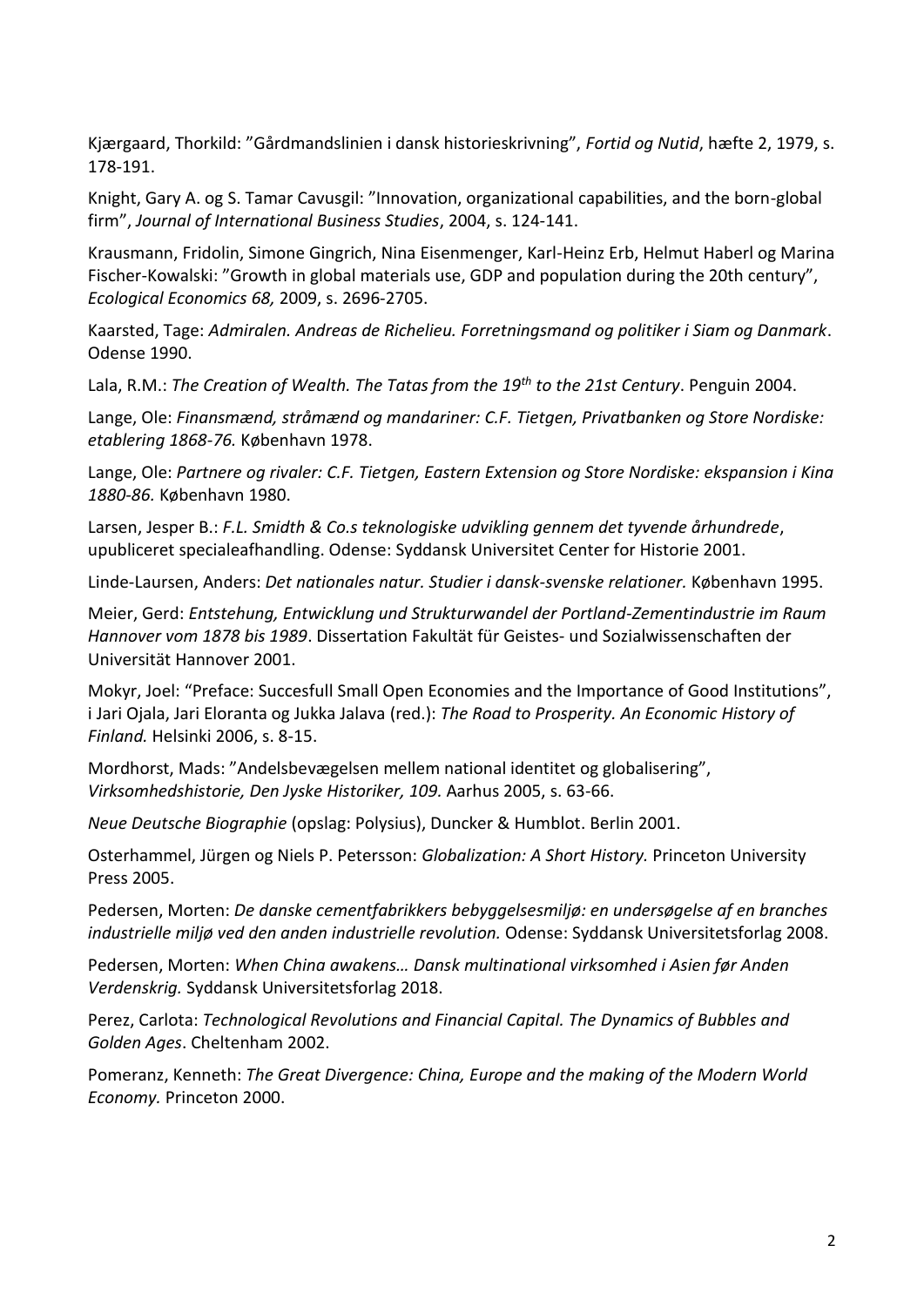Kjærgaard, Thorkild: ”Gårdmandslinien i dansk historieskrivning”, *Fortid og Nutid*, hæfte 2, 1979, s. 178-191.

Knight, Gary A. og S. Tamar Cavusgil: ”Innovation, organizational capabilities, and the born-global firm”, *Journal of International Business Studies*, 2004, s. 124-141.

Krausmann, Fridolin, Simone Gingrich, Nina Eisenmenger, Karl-Heinz Erb, Helmut Haberl og Marina Fischer-Kowalski: ”Growth in global materials use, GDP and population during the 20th century”, *Ecological Economics 68,* 2009, s. 2696-2705.

Kaarsted, Tage: *Admiralen. Andreas de Richelieu. Forretningsmand og politiker i Siam og Danmark*. Odense 1990.

Lala, R.M.: *The Creation of Wealth. The Tatas from the 19th to the 21st Century*. Penguin 2004.

Lange, Ole: *Finansmænd, stråmænd og mandariner: C.F. Tietgen, Privatbanken og Store Nordiske: etablering 1868-76.* København 1978.

Lange, Ole: *Partnere og rivaler: C.F. Tietgen, Eastern Extension og Store Nordiske: ekspansion i Kina 1880-86.* København 1980.

Larsen, Jesper B.: *F.L. Smidth & Co.s teknologiske udvikling gennem det tyvende århundrede*, upubliceret specialeafhandling. Odense: Syddansk Universitet Center for Historie 2001.

Linde-Laursen, Anders: *Det nationales natur. Studier i dansk-svenske relationer.* København 1995.

Meier, Gerd: *Entstehung, Entwicklung und Strukturwandel der Portland-Zementindustrie im Raum Hannover vom 1878 bis 1989*. Dissertation Fakultät für Geistes- und Sozialwissenschaften der Universität Hannover 2001.

Mokyr, Joel: “Preface: Succesfull Small Open Economies and the Importance of Good Institutions”, i Jari Ojala, Jari Eloranta og Jukka Jalava (red.): *The Road to Prosperity. An Economic History of Finland.* Helsinki 2006, s. 8-15.

Mordhorst, Mads: ”Andelsbevægelsen mellem national identitet og globalisering”, *Virksomhedshistorie, Den Jyske Historiker, 109.* Aarhus 2005, s. 63-66.

*Neue Deutsche Biographie* (opslag: Polysius), Duncker & Humblot. Berlin 2001.

Osterhammel, Jürgen og Niels P. Petersson: *Globalization: A Short History.* Princeton University Press 2005.

Pedersen, Morten: *De danske cementfabrikkers bebyggelsesmiljø: en undersøgelse af en branches industrielle miljø ved den anden industrielle revolution.* Odense: Syddansk Universitetsforlag 2008.

Pedersen, Morten: *When China awakens… Dansk multinational virksomhed i Asien før Anden Verdenskrig.* Syddansk Universitetsforlag 2018.

Perez, Carlota: *Technological Revolutions and Financial Capital. The Dynamics of Bubbles and Golden Ages*. Cheltenham 2002.

Pomeranz, Kenneth: *The Great Divergence: China, Europe and the making of the Modern World Economy.* Princeton 2000.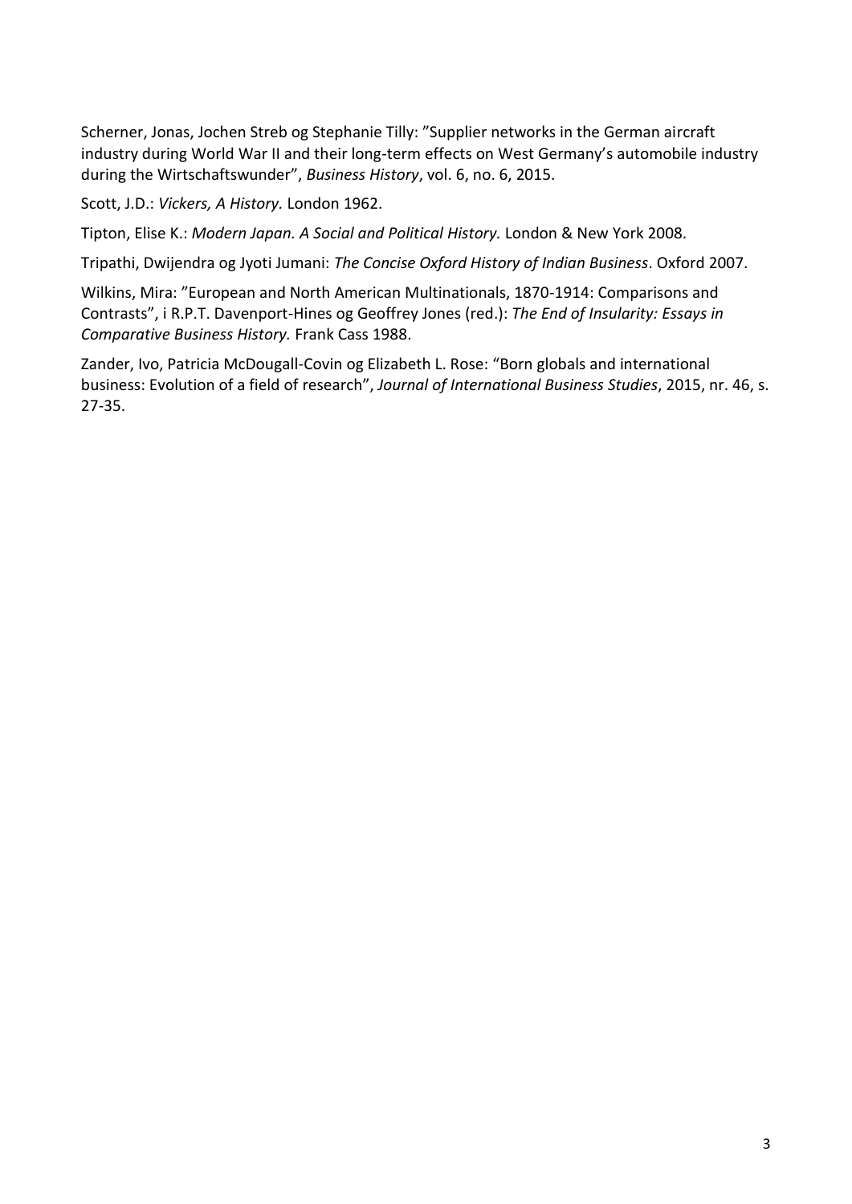Scherner, Jonas, Jochen Streb og Stephanie Tilly: ”Supplier networks in the German aircraft industry during World War II and their long-term effects on West Germany’s automobile industry during the Wirtschaftswunder”, *Business History*, vol. 6, no. 6, 2015.

Scott, J.D.: *Vickers, A History.* London 1962.

Tipton, Elise K.: *Modern Japan. A Social and Political History.* London & New York 2008.

Tripathi, Dwijendra og Jyoti Jumani: *The Concise Oxford History of Indian Business*. Oxford 2007.

Wilkins, Mira: ”European and North American Multinationals, 1870-1914: Comparisons and Contrasts”, i R.P.T. Davenport-Hines og Geoffrey Jones (red.): *The End of Insularity: Essays in Comparative Business History.* Frank Cass 1988.

Zander, Ivo, Patricia McDougall-Covin og Elizabeth L. Rose: “Born globals and international business: Evolution of a field of research”, *Journal of International Business Studies*, 2015, nr. 46, s. 27-35.